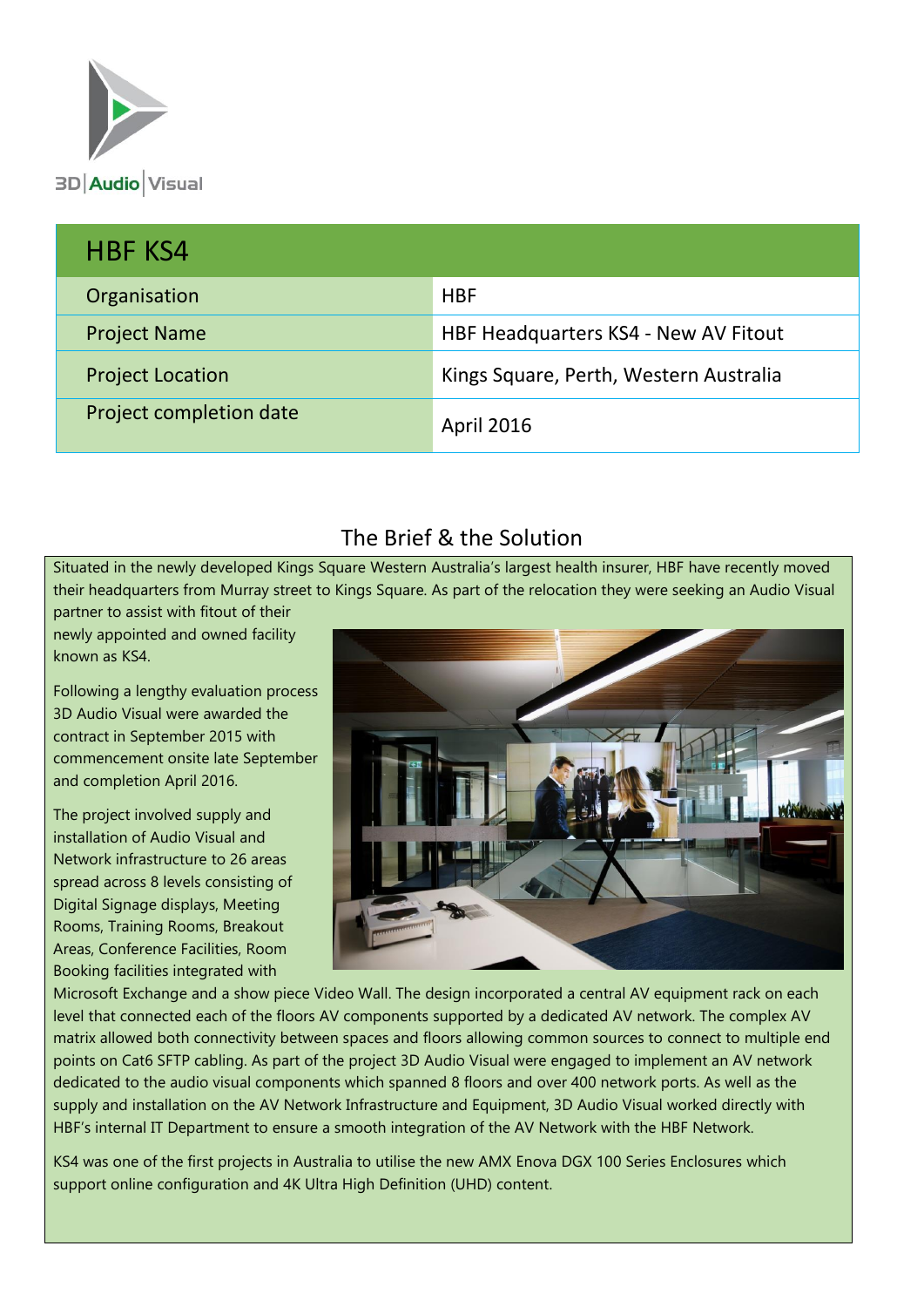3D | Audio | Visual

| HBF KS4 | |
|---|---|
| Organisation | HBF |
| Project Name | HBF Headquarters KS4 - New AV Fitout |
| Project Location | Kings Square, Perth, Western Australia |
| Project completion date | April 2016 |

## The Brief & the Solution

Situated in the newly developed Kings Square Western Australia's largest health insurer, HBF have recently moved their headquarters from Murray street to Kings Square. As part of the relocation they were seeking an Audio Visual partner to assist with fitout of their newly appointed and owned facility known as KS4.

Following a lengthy evaluation process 3D Audio Visual were awarded the contract in September 2015 with commencement onsite late September and completion April 2016.

The project involved supply and installation of Audio Visual and Network infrastructure to 26 areas spread across 8 levels consisting of Digital Signage displays, Meeting Rooms, Training Rooms, Breakout Areas, Conference Facilities, Room Booking facilities integrated with Microsoft Exchange and a show piece Video Wall. The design incorporated a central AV equipment rack on each level that connected each of the floors AV components supported by a dedicated AV network. The complex AV matrix allowed both connectivity between spaces and floors allowing common sources to connect to multiple end points on Cat6 SFTP cabling. As part of the project 3D Audio Visual were engaged to implement an AV network dedicated to the audio visual components which spanned 8 floors and over 400 network ports. As well as the supply and installation on the AV Network Infrastructure and Equipment, 3D Audio Visual worked directly with HBF's internal IT Department to ensure a smooth integration of the AV Network with the HBF Network.

KS4 was one of the first projects in Australia to utilise the new AMX Enova DGX 100 Series Enclosures which support online configuration and 4K Ultra High Definition (UHD) content.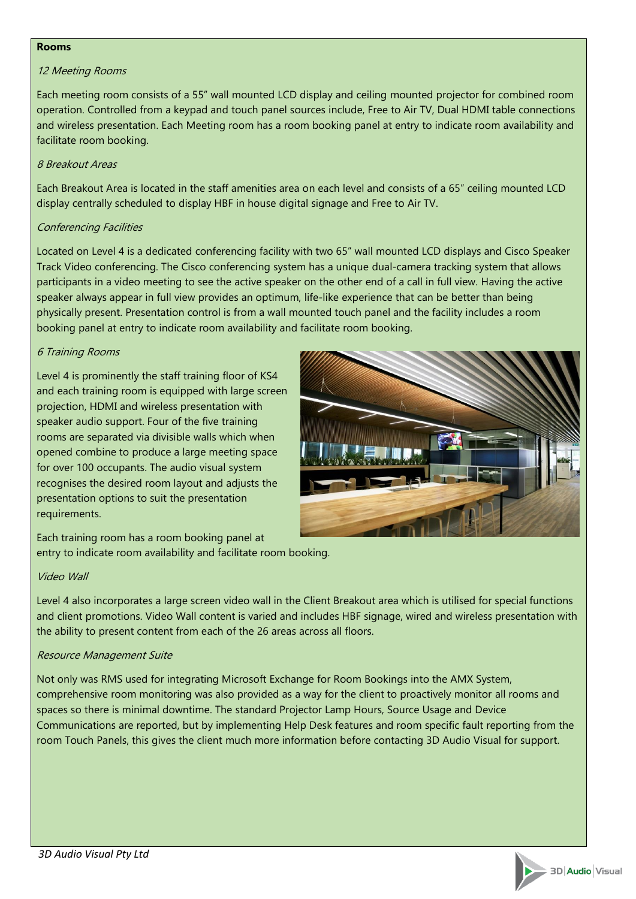**Rooms**

*12 Meeting Rooms*

Each meeting room consists of a 55" wall mounted LCD display and ceiling mounted projector for combined room operation. Controlled from a keypad and touch panel sources include, Free to Air TV, Dual HDMI table connections and wireless presentation. Each Meeting room has a room booking panel at entry to indicate room availability and facilitate room booking.

*8 Breakout Areas*

Each Breakout Area is located in the staff amenities area on each level and consists of a 65" ceiling mounted LCD display centrally scheduled to display HBF in house digital signage and Free to Air TV.

*Conferencing Facilities*

Located on Level 4 is a dedicated conferencing facility with two 65" wall mounted LCD displays and Cisco Speaker Track Video conferencing. The Cisco conferencing system has a unique dual-camera tracking system that allows participants in a video meeting to see the active speaker on the other end of a call in full view. Having the active speaker always appear in full view provides an optimum, life-like experience that can be better than being physically present. Presentation control is from a wall mounted touch panel and the facility includes a room booking panel at entry to indicate room availability and facilitate room booking.

*6 Training Rooms*

Level 4 is prominently the staff training floor of KS4 and each training room is equipped with large screen projection, HDMI and wireless presentation with speaker audio support. Four of the five training rooms are separated via divisible walls which when opened combine to produce a large meeting space for over 100 occupants. The audio visual system recognises the desired room layout and adjusts the presentation options to suit the presentation requirements.

Each training room has a room booking panel at entry to indicate room availability and facilitate room booking.

*Video Wall*

Level 4 also incorporates a large screen video wall in the Client Breakout area which is utilised for special functions and client promotions. Video Wall content is varied and includes HBF signage, wired and wireless presentation with the ability to present content from each of the 26 areas across all floors.

*Resource Management Suite*

Not only was RMS used for integrating Microsoft Exchange for Room Bookings into the AMX System, comprehensive room monitoring was also provided as a way for the client to proactively monitor all rooms and spaces so there is minimal downtime. The standard Projector Lamp Hours, Source Usage and Device Communications are reported, but by implementing Help Desk features and room specific fault reporting from the room Touch Panels, this gives the client much more information before contacting 3D Audio Visual for support.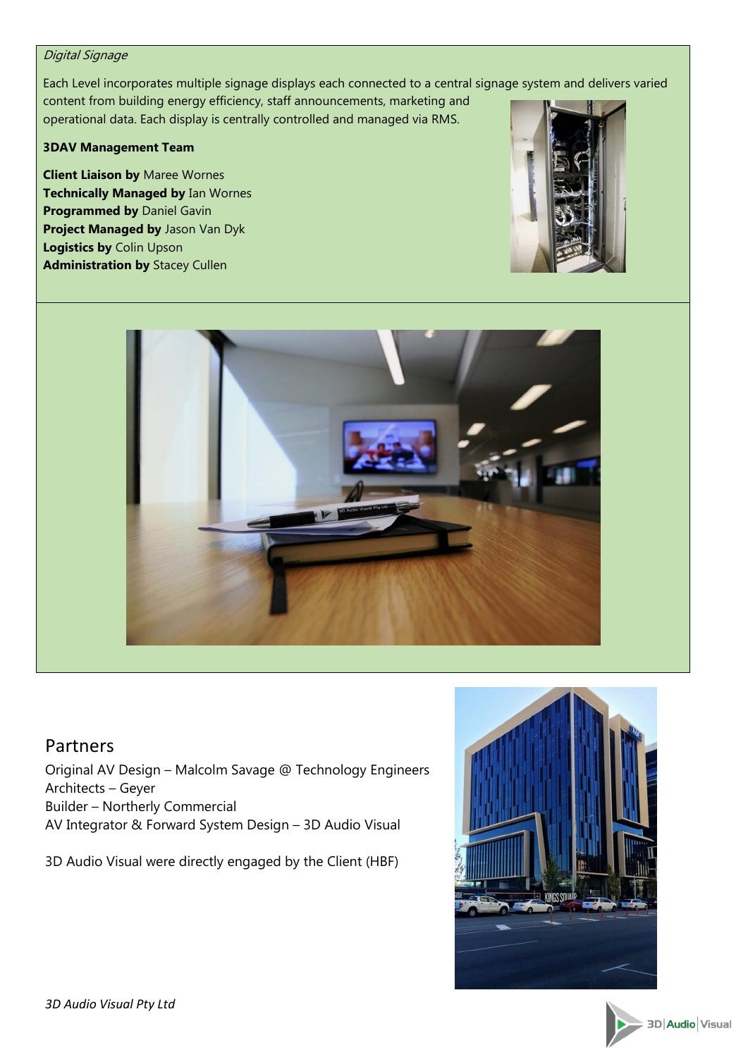*Digital Signage*

Each Level incorporates multiple signage displays each connected to a central signage system and delivers varied content from building energy efficiency, staff announcements, marketing and operational data. Each display is centrally controlled and managed via RMS.

**3DAV Management Team**

**Client Liaison by** Maree Wornes
**Technically Managed by** Ian Wornes
**Programmed by** Daniel Gavin
**Project Managed by** Jason Van Dyk
**Logistics by** Colin Upson
**Administration by** Stacey Cullen

## Partners

Original AV Design – Malcolm Savage @ Technology Engineers
Architects – Geyer
Builder – Northerly Commercial
AV Integrator & Forward System Design – 3D Audio Visual

3D Audio Visual were directly engaged by the Client (HBF)

*3D Audio Visual Pty Ltd*